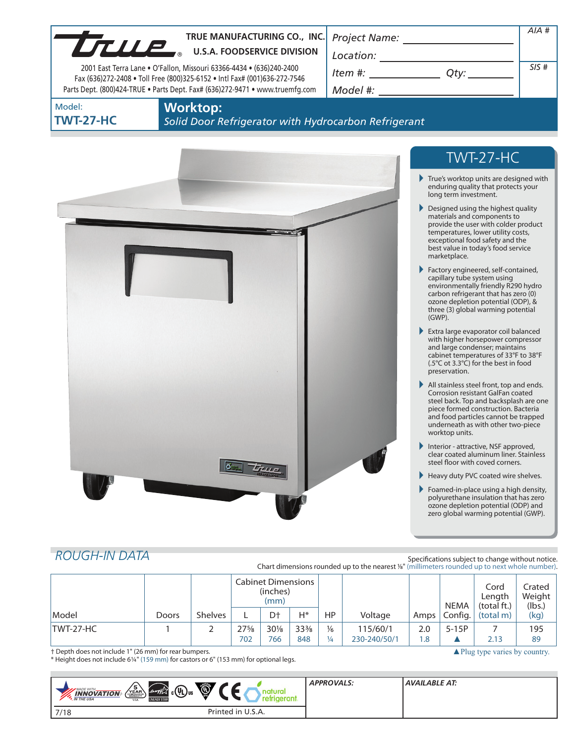TRUE MANUFACTURING CO., INC.
U.S.A. FOODSERVICE DIVISION

2001 East Terra Lane • O'Fallon, Missouri 63366-4434 • (636)240-2400
Fax (636)272-2408 • Toll Free (800)325-6152 • Intl Fax# (001)636-272-7546
Parts Dept. (800)424-TRUE • Parts Dept. Fax# (636)272-9471 • www.truemfg.com

Project Name: ______________
Location: ______________
Item #: ______________ Qty: ________
Model #: ______________

AIA #

SIS #

Model:
**TWT-27-HC**

# Worktop:

*Solid Door Refrigerator with Hydrocarbon Refrigerant*

## TWT-27-HC

- True's worktop units are designed with enduring quality that protects your long term investment.
- Designed using the highest quality materials and components to provide the user with colder product temperatures, lower utility costs, exceptional food safety and the best value in today's food service marketplace.
- Factory engineered, self-contained, capillary tube system using environmentally friendly R290 hydro carbon refrigerant that has zero (0) ozone depletion potential (ODP), & three (3) global warming potential (GWP).
- Extra large evaporator coil balanced with higher horsepower compressor and large condenser; maintains cabinet temperatures of 33°F to 38°F (.5°C ot 3.3°C) for the best in food preservation.
- All stainless steel front, top and ends. Corrosion resistant GalFan coated steel back. Top and backsplash are one piece formed construction. Bacteria and food particles cannot be trapped underneath as with other two-piece worktop units.
- Interior - attractive, NSF approved, clear coated aluminum liner. Stainless steel floor with coved corners.
- Heavy duty PVC coated wire shelves.
- Foamed-in-place using a high density, polyurethane insulation that has zero ozone depletion potential (ODP) and zero global warming potential (GWP).

## ROUGH-IN DATA

Specifications subject to change without notice.
Chart dimensions rounded up to the nearest ⅛" (millimeters rounded up to next whole number).

| Model | Doors | Shelves | Cabinet Dimensions (inches) (mm) L | D† | H* | HP | Voltage | Amps | NEMA Config. | Cord Length (total ft.) (total m) | Crated Weight (lbs.) (kg) |
|---|---|---|---|---|---|---|---|---|---|---|---|
| TWT-27-HC | 1 | 2 | 27⅝<br>702 | 30⅛<br>766 | 33⅜<br>848 | ⅙<br>¼ | 115/60/1<br>230-240/50/1 | 2.0<br>1.8 | 5-15P<br>▲ | 7<br>2.13 | 195<br>89 |

† Depth does not include 1" (26 mm) for rear bumpers.
* Height does not include 6¼" (159 mm) for castors or 6" (153 mm) for optional legs.

▲ Plug type varies by country.

MADE WITH INNOVATION IN THE USA | 5 YEAR COMPRESSOR WARRANTY USA | ENERGY STAR | c UL us | CE | natural refrigerant

APPROVALS:

AVAILABLE AT:

7/18

Printed in U.S.A.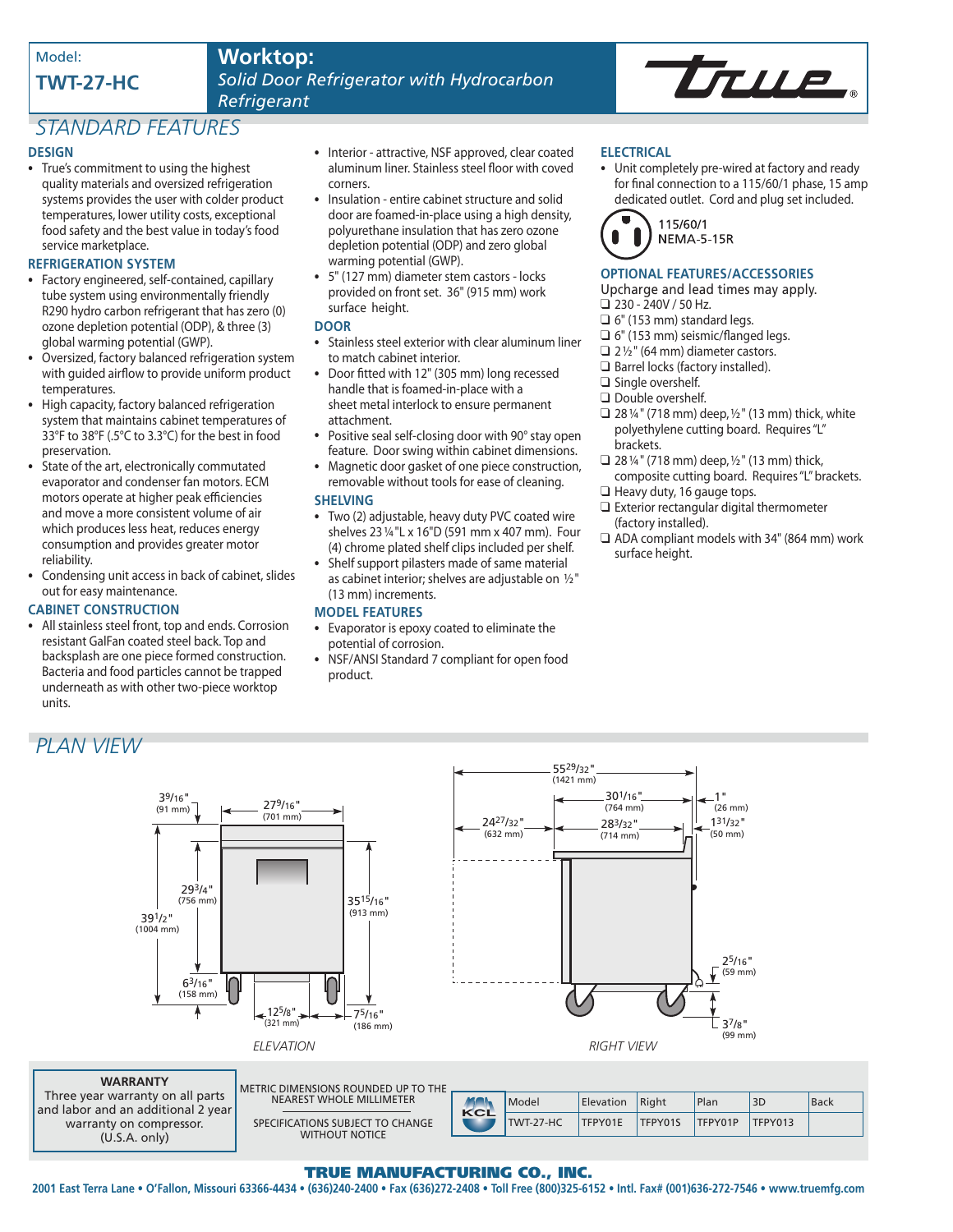Model:

**TWT-27-HC**

# Worktop:

*Solid Door Refrigerator with Hydrocarbon Refrigerant*

## STANDARD FEATURES

### DESIGN

- True's commitment to using the highest quality materials and oversized refrigeration systems provides the user with colder product temperatures, lower utility costs, exceptional food safety and the best value in today's food service marketplace.

### REFRIGERATION SYSTEM

- Factory engineered, self-contained, capillary tube system using environmentally friendly R290 hydro carbon refrigerant that has zero (0) ozone depletion potential (ODP), & three (3) global warming potential (GWP).
- Oversized, factory balanced refrigeration system with guided airflow to provide uniform product temperatures.
- High capacity, factory balanced refrigeration system that maintains cabinet temperatures of 33°F to 38°F (.5°C to 3.3°C) for the best in food preservation.
- State of the art, electronically commutated evaporator and condenser fan motors. ECM motors operate at higher peak efficiencies and move a more consistent volume of air which produces less heat, reduces energy consumption and provides greater motor reliability.
- Condensing unit access in back of cabinet, slides out for easy maintenance.

### CABINET CONSTRUCTION

- All stainless steel front, top and ends. Corrosion resistant GalFan coated steel back. Top and backsplash are one piece formed construction. Bacteria and food particles cannot be trapped underneath as with other two-piece worktop units.
- Interior - attractive, NSF approved, clear coated aluminum liner. Stainless steel floor with coved corners.
- Insulation - entire cabinet structure and solid door are foamed-in-place using a high density, polyurethane insulation that has zero ozone depletion potential (ODP) and zero global warming potential (GWP).
- 5" (127 mm) diameter stem castors - locks provided on front set. 36" (915 mm) work surface height.

### DOOR

- Stainless steel exterior with clear aluminum liner to match cabinet interior.
- Door fitted with 12" (305 mm) long recessed handle that is foamed-in-place with a sheet metal interlock to ensure permanent attachment.
- Positive seal self-closing door with 90° stay open feature. Door swing within cabinet dimensions.
- Magnetic door gasket of one piece construction, removable without tools for ease of cleaning.

### SHELVING

- Two (2) adjustable, heavy duty PVC coated wire shelves 23 ¼"L x 16"D (591 mm x 407 mm). Four (4) chrome plated shelf clips included per shelf.
- Shelf support pilasters made of same material as cabinet interior; shelves are adjustable on ½" (13 mm) increments.

### MODEL FEATURES

- Evaporator is epoxy coated to eliminate the potential of corrosion.
- NSF/ANSI Standard 7 compliant for open food product.

### ELECTRICAL

- Unit completely pre-wired at factory and ready for final connection to a 115/60/1 phase, 15 amp dedicated outlet. Cord and plug set included.

115/60/1
NEMA-5-15R

### OPTIONAL FEATURES/ACCESSORIES

Upcharge and lead times may apply.

- ❑ 230 - 240V / 50 Hz.
- ❑ 6" (153 mm) standard legs.
- ❑ 6" (153 mm) seismic/flanged legs.
- ❑ 2 ½" (64 mm) diameter castors.
- ❑ Barrel locks (factory installed).
- ❑ Single overshelf.
- ❑ Double overshelf.
- ❑ 28 ¼" (718 mm) deep, ½" (13 mm) thick, white polyethylene cutting board. Requires "L" brackets.
- ❑ 28 ¼" (718 mm) deep, ½" (13 mm) thick, composite cutting board. Requires "L" brackets.
- ❑ Heavy duty, 16 gauge tops.
- ❑ Exterior rectangular digital thermometer (factory installed).
- ❑ ADA compliant models with 34" (864 mm) work surface height.

## PLAN VIEW

3 9/16" (91 mm)
27 9/16" (701 mm)
29 3/4" (756 mm)
39 1/2" (1004 mm)
35 15/16" (913 mm)
6 3/16" (158 mm)
12 5/8" (321 mm)
7 5/16" (186 mm)

ELEVATION

55 29/32" (1421 mm)
30 1/16" (764 mm)
1" (26 mm)
24 27/32" (632 mm)
28 3/32" (714 mm)
1 31/32" (50 mm)
2 5/16" (59 mm)
3 7/8" (99 mm)

RIGHT VIEW

**WARRANTY**
Three year warranty on all parts and labor and an additional 2 year warranty on compressor. (U.S.A. only)

METRIC DIMENSIONS ROUNDED UP TO THE NEAREST WHOLE MILLIMETER

SPECIFICATIONS SUBJECT TO CHANGE WITHOUT NOTICE

| Model | Elevation | Right | Plan | 3D | Back |
|---|---|---|---|---|---|
| TWT-27-HC | TFPY01E | TFPY01S | TFPY01P | TFPY013 | |

**TRUE MANUFACTURING CO., INC.**

2001 East Terra Lane • O'Fallon, Missouri 63366-4434 • (636)240-2400 • Fax (636)272-2408 • Toll Free (800)325-6152 • Intl. Fax# (001)636-272-7546 • www.truemfg.com